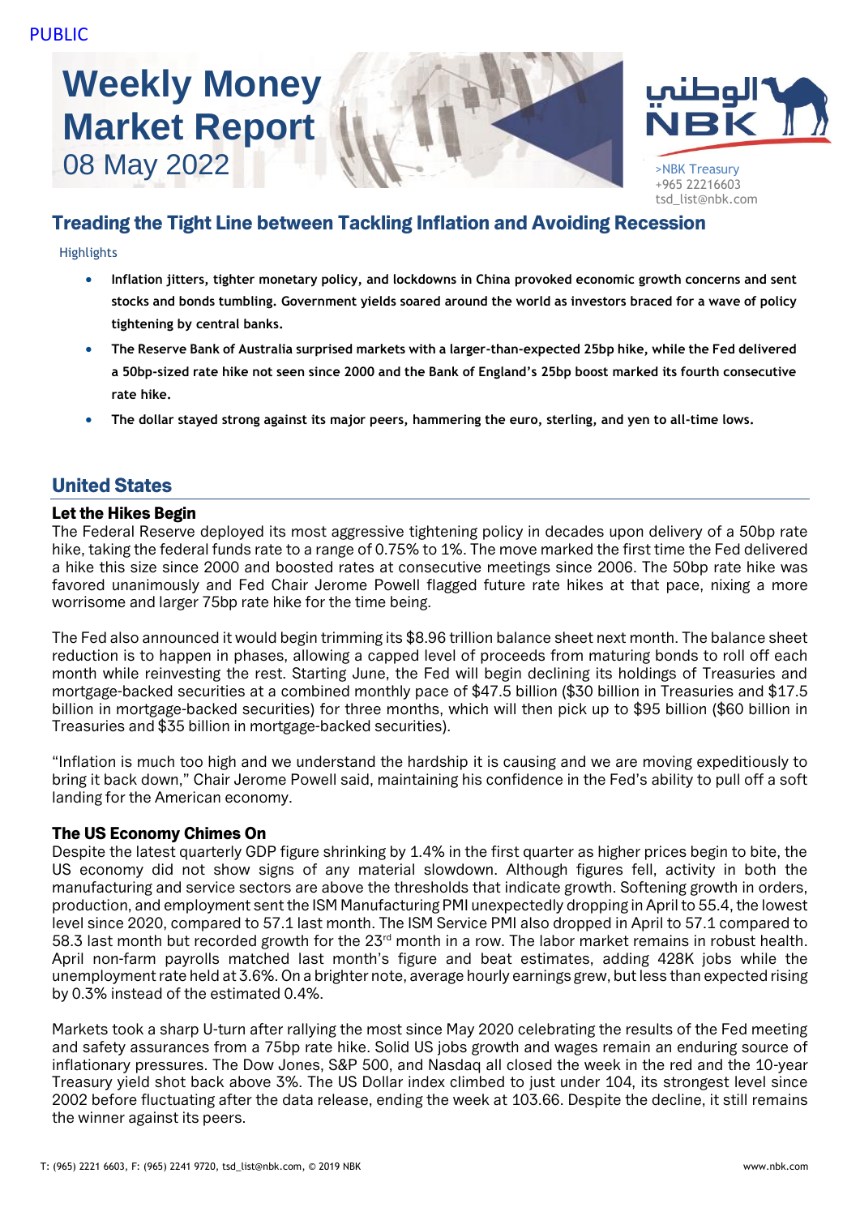PUBLIC

# Weekly Money Market Report

08 May 2022

>NBK Treasury
+965 22216603
tsd_list@nbk.com

## Treading the Tight Line between Tackling Inflation and Avoiding Recession

Highlights

- **Inflation jitters, tighter monetary policy, and lockdowns in China provoked economic growth concerns and sent stocks and bonds tumbling. Government yields soared around the world as investors braced for a wave of policy tightening by central banks.**
- **The Reserve Bank of Australia surprised markets with a larger-than-expected 25bp hike, while the Fed delivered a 50bp-sized rate hike not seen since 2000 and the Bank of England's 25bp boost marked its fourth consecutive rate hike.**
- **The dollar stayed strong against its major peers, hammering the euro, sterling, and yen to all-time lows.**

## United States

### Let the Hikes Begin

The Federal Reserve deployed its most aggressive tightening policy in decades upon delivery of a 50bp rate hike, taking the federal funds rate to a range of 0.75% to 1%. The move marked the first time the Fed delivered a hike this size since 2000 and boosted rates at consecutive meetings since 2006. The 50bp rate hike was favored unanimously and Fed Chair Jerome Powell flagged future rate hikes at that pace, nixing a more worrisome and larger 75bp rate hike for the time being.

The Fed also announced it would begin trimming its $8.96 trillion balance sheet next month. The balance sheet reduction is to happen in phases, allowing a capped level of proceeds from maturing bonds to roll off each month while reinvesting the rest. Starting June, the Fed will begin declining its holdings of Treasuries and mortgage-backed securities at a combined monthly pace of $47.5 billion ($30 billion in Treasuries and $17.5 billion in mortgage-backed securities) for three months, which will then pick up to $95 billion ($60 billion in Treasuries and $35 billion in mortgage-backed securities).

"Inflation is much too high and we understand the hardship it is causing and we are moving expeditiously to bring it back down," Chair Jerome Powell said, maintaining his confidence in the Fed's ability to pull off a soft landing for the American economy.

### The US Economy Chimes On

Despite the latest quarterly GDP figure shrinking by 1.4% in the first quarter as higher prices begin to bite, the US economy did not show signs of any material slowdown. Although figures fell, activity in both the manufacturing and service sectors are above the thresholds that indicate growth. Softening growth in orders, production, and employment sent the ISM Manufacturing PMI unexpectedly dropping in April to 55.4, the lowest level since 2020, compared to 57.1 last month. The ISM Service PMI also dropped in April to 57.1 compared to 58.3 last month but recorded growth for the 23rd month in a row. The labor market remains in robust health. April non-farm payrolls matched last month's figure and beat estimates, adding 428K jobs while the unemployment rate held at 3.6%. On a brighter note, average hourly earnings grew, but less than expected rising by 0.3% instead of the estimated 0.4%.

Markets took a sharp U-turn after rallying the most since May 2020 celebrating the results of the Fed meeting and safety assurances from a 75bp rate hike. Solid US jobs growth and wages remain an enduring source of inflationary pressures. The Dow Jones, S&P 500, and Nasdaq all closed the week in the red and the 10-year Treasury yield shot back above 3%. The US Dollar index climbed to just under 104, its strongest level since 2002 before fluctuating after the data release, ending the week at 103.66. Despite the decline, it still remains the winner against its peers.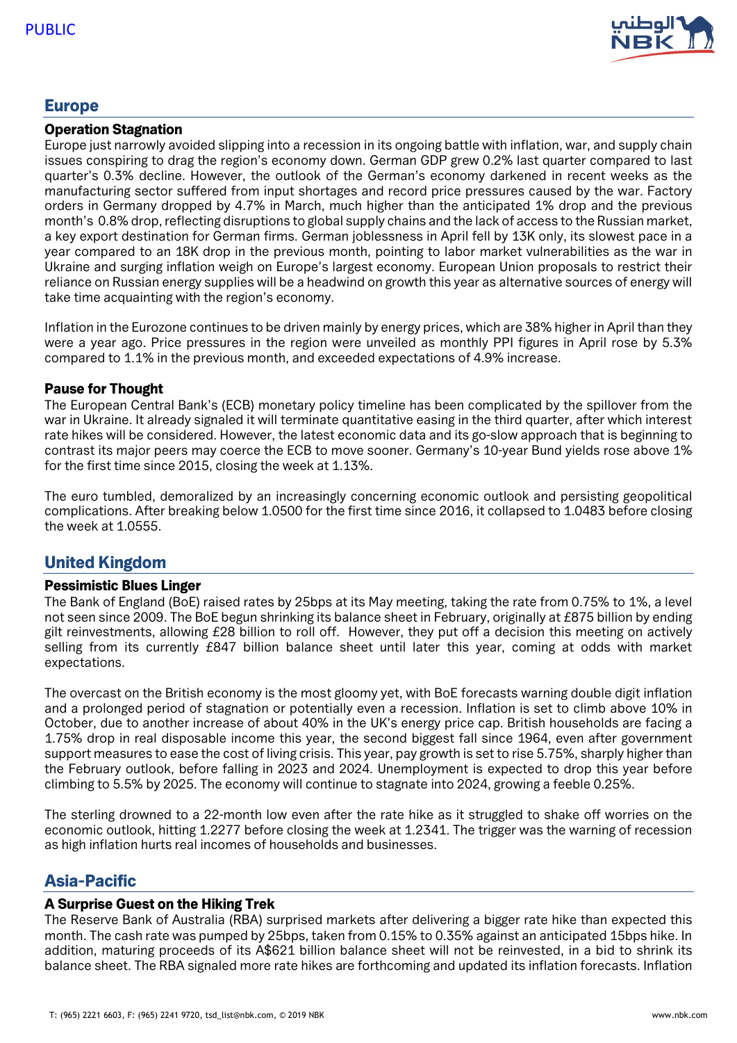## Europe

### Operation Stagnation

Europe just narrowly avoided slipping into a recession in its ongoing battle with inflation, war, and supply chain issues conspiring to drag the region's economy down. German GDP grew 0.2% last quarter compared to last quarter's 0.3% decline. However, the outlook of the German's economy darkened in recent weeks as the manufacturing sector suffered from input shortages and record price pressures caused by the war. Factory orders in Germany dropped by 4.7% in March, much higher than the anticipated 1% drop and the previous month's 0.8% drop, reflecting disruptions to global supply chains and the lack of access to the Russian market, a key export destination for German firms. German joblessness in April fell by 13K only, its slowest pace in a year compared to an 18K drop in the previous month, pointing to labor market vulnerabilities as the war in Ukraine and surging inflation weigh on Europe's largest economy. European Union proposals to restrict their reliance on Russian energy supplies will be a headwind on growth this year as alternative sources of energy will take time acquainting with the region's economy.

Inflation in the Eurozone continues to be driven mainly by energy prices, which are 38% higher in April than they were a year ago. Price pressures in the region were unveiled as monthly PPI figures in April rose by 5.3% compared to 1.1% in the previous month, and exceeded expectations of 4.9% increase.

### Pause for Thought

The European Central Bank's (ECB) monetary policy timeline has been complicated by the spillover from the war in Ukraine. It already signaled it will terminate quantitative easing in the third quarter, after which interest rate hikes will be considered. However, the latest economic data and its go-slow approach that is beginning to contrast its major peers may coerce the ECB to move sooner. Germany's 10-year Bund yields rose above 1% for the first time since 2015, closing the week at 1.13%.

The euro tumbled, demoralized by an increasingly concerning economic outlook and persisting geopolitical complications. After breaking below 1.0500 for the first time since 2016, it collapsed to 1.0483 before closing the week at 1.0555.

## United Kingdom

### Pessimistic Blues Linger

The Bank of England (BoE) raised rates by 25bps at its May meeting, taking the rate from 0.75% to 1%, a level not seen since 2009. The BoE begun shrinking its balance sheet in February, originally at £875 billion by ending gilt reinvestments, allowing £28 billion to roll off. However, they put off a decision this meeting on actively selling from its currently £847 billion balance sheet until later this year, coming at odds with market expectations.

The overcast on the British economy is the most gloomy yet, with BoE forecasts warning double digit inflation and a prolonged period of stagnation or potentially even a recession. Inflation is set to climb above 10% in October, due to another increase of about 40% in the UK's energy price cap. British households are facing a 1.75% drop in real disposable income this year, the second biggest fall since 1964, even after government support measures to ease the cost of living crisis. This year, pay growth is set to rise 5.75%, sharply higher than the February outlook, before falling in 2023 and 2024. Unemployment is expected to drop this year before climbing to 5.5% by 2025. The economy will continue to stagnate into 2024, growing a feeble 0.25%.

The sterling drowned to a 22-month low even after the rate hike as it struggled to shake off worries on the economic outlook, hitting 1.2277 before closing the week at 1.2341. The trigger was the warning of recession as high inflation hurts real incomes of households and businesses.

## Asia-Pacific

### A Surprise Guest on the Hiking Trek

The Reserve Bank of Australia (RBA) surprised markets after delivering a bigger rate hike than expected this month. The cash rate was pumped by 25bps, taken from 0.15% to 0.35% against an anticipated 15bps hike. In addition, maturing proceeds of its A$621 billion balance sheet will not be reinvested, in a bid to shrink its balance sheet. The RBA signaled more rate hikes are forthcoming and updated its inflation forecasts. Inflation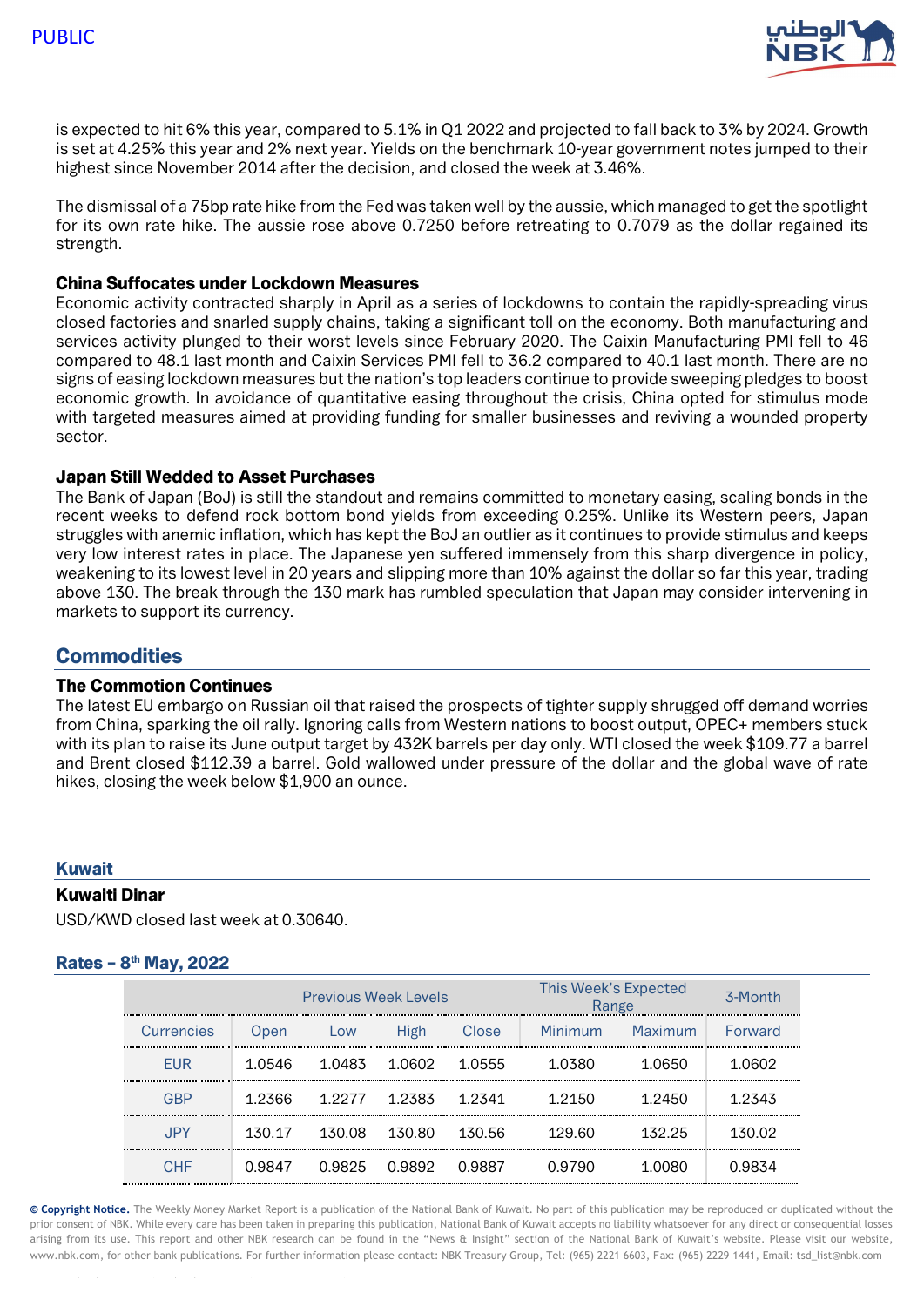is expected to hit 6% this year, compared to 5.1% in Q1 2022 and projected to fall back to 3% by 2024. Growth is set at 4.25% this year and 2% next year. Yields on the benchmark 10-year government notes jumped to their highest since November 2014 after the decision, and closed the week at 3.46%.

The dismissal of a 75bp rate hike from the Fed was taken well by the aussie, which managed to get the spotlight for its own rate hike. The aussie rose above 0.7250 before retreating to 0.7079 as the dollar regained its strength.

### China Suffocates under Lockdown Measures

Economic activity contracted sharply in April as a series of lockdowns to contain the rapidly-spreading virus closed factories and snarled supply chains, taking a significant toll on the economy. Both manufacturing and services activity plunged to their worst levels since February 2020. The Caixin Manufacturing PMI fell to 46 compared to 48.1 last month and Caixin Services PMI fell to 36.2 compared to 40.1 last month. There are no signs of easing lockdown measures but the nation's top leaders continue to provide sweeping pledges to boost economic growth. In avoidance of quantitative easing throughout the crisis, China opted for stimulus mode with targeted measures aimed at providing funding for smaller businesses and reviving a wounded property sector.

### Japan Still Wedded to Asset Purchases

The Bank of Japan (BoJ) is still the standout and remains committed to monetary easing, scaling bonds in the recent weeks to defend rock bottom bond yields from exceeding 0.25%. Unlike its Western peers, Japan struggles with anemic inflation, which has kept the BoJ an outlier as it continues to provide stimulus and keeps very low interest rates in place. The Japanese yen suffered immensely from this sharp divergence in policy, weakening to its lowest level in 20 years and slipping more than 10% against the dollar so far this year, trading above 130. The break through the 130 mark has rumbled speculation that Japan may consider intervening in markets to support its currency.

## Commodities

### The Commotion Continues

The latest EU embargo on Russian oil that raised the prospects of tighter supply shrugged off demand worries from China, sparking the oil rally. Ignoring calls from Western nations to boost output, OPEC+ members stuck with its plan to raise its June output target by 432K barrels per day only. WTI closed the week $109.77 a barrel and Brent closed $112.39 a barrel. Gold wallowed under pressure of the dollar and the global wave of rate hikes, closing the week below $1,900 an ounce.

## Kuwait

### Kuwaiti Dinar

USD/KWD closed last week at 0.30640.

## Rates – 8th May, 2022

| | Previous Week Levels | | | | This Week's Expected Range | | 3-Month |
|---|---|---|---|---|---|---|---|
| Currencies | Open | Low | High | Close | Minimum | Maximum | Forward |
| EUR | 1.0546 | 1.0483 | 1.0602 | 1.0555 | 1.0380 | 1.0650 | 1.0602 |
| GBP | 1.2366 | 1.2277 | 1.2383 | 1.2341 | 1.2150 | 1.2450 | 1.2343 |
| JPY | 130.17 | 130.08 | 130.80 | 130.56 | 129.60 | 132.25 | 130.02 |
| CHF | 0.9847 | 0.9825 | 0.9892 | 0.9887 | 0.9790 | 1.0080 | 0.9834 |

**© Copyright Notice.** The Weekly Money Market Report is a publication of the National Bank of Kuwait. No part of this publication may be reproduced or duplicated without the prior consent of NBK. While every care has been taken in preparing this publication, National Bank of Kuwait accepts no liability whatsoever for any direct or consequential losses arising from its use. This report and other NBK research can be found in the "News & Insight" section of the National Bank of Kuwait's website. Please visit our website, www.nbk.com, for other bank publications. For further information please contact: NBK Treasury Group, Tel: (965) 2221 6603, Fax: (965) 2229 1441, Email: tsd_list@nbk.com